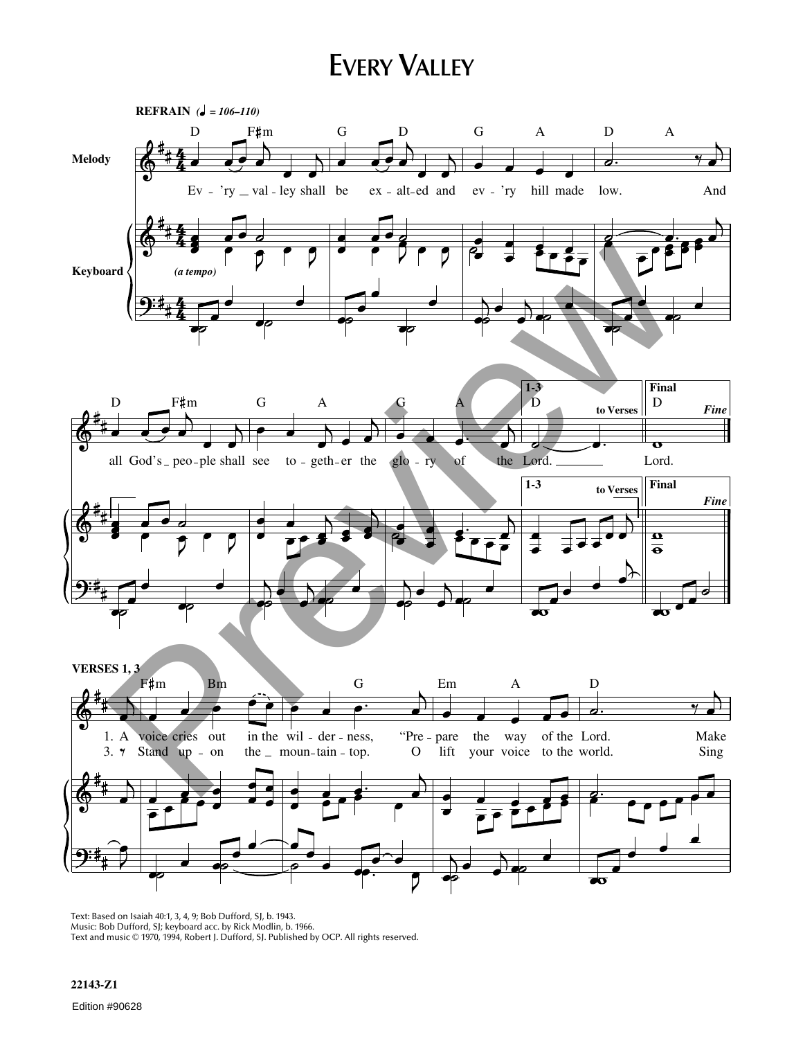# EVERY VALLEY

**REFRAIN** (♩ = 106–110)

Ev - 'ry val - ley shall be ex - alt - ed and ev - 'ry hill made low. And all God's peo - ple shall see to - geth - er the glo - ry of the Lord. Lord.

**VERSES 1, 3**

1. A voice cries out in the wil - der - ness, "Pre - pare the way of the Lord. Make
2. Stand up - on the moun - tain - top. O lift your voice to the world. Sing

Text: Based on Isaiah 40:1, 3, 4, 9; Bob Dufford, SJ, b. 1943.
Music: Bob Dufford, SJ; keyboard acc. by Rick Modlin, b. 1966.
Text and music © 1970, 1994, Robert J. Dufford, SJ. Published by OCP. All rights reserved.

22143-Z1

Edition #90628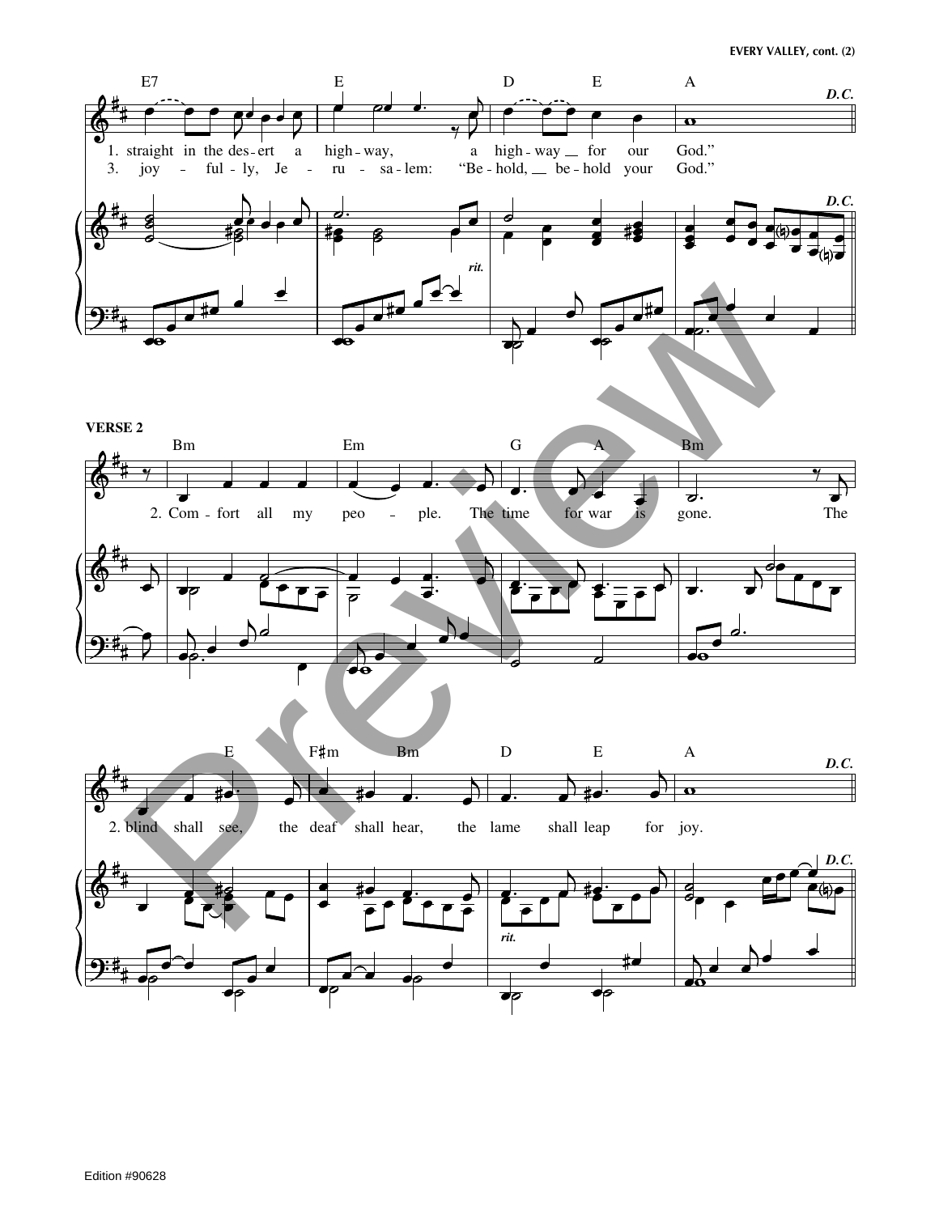1. straight in the des-ert a high-way, a high-way for our God."
3. joy-ful-ly, Je-ru-sa-lem: "Be-hold, be-hold your God."

D.C.

VERSE 2

2. Com-fort all my peo-ple. The time for war is gone. The

2. blind shall see, the deaf shall hear, the lame shall leap for joy.

D.C.

Edition #90628